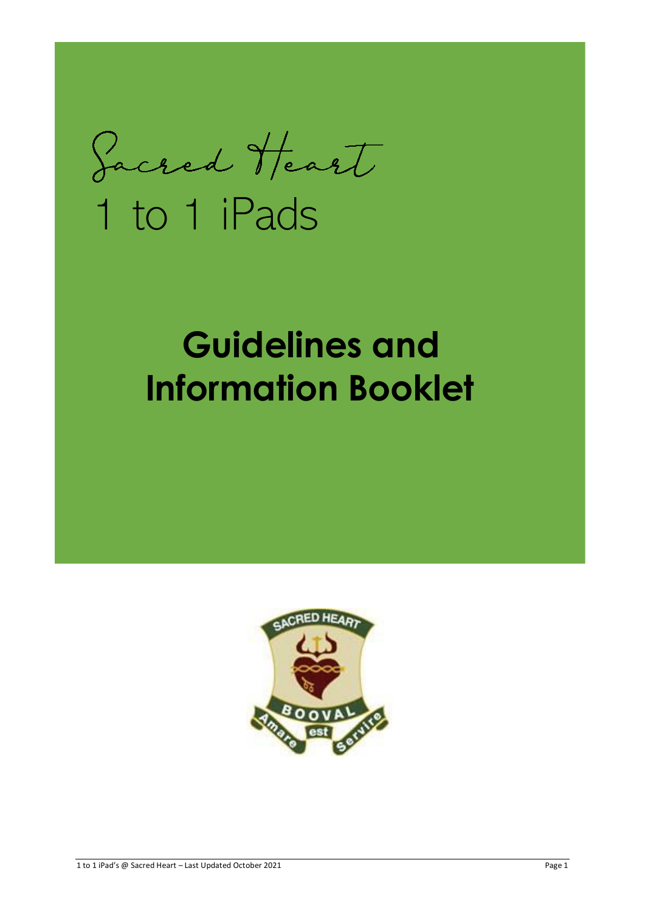Sacred Heart

1 to 1 iPads

# Guidelines and Information Booklet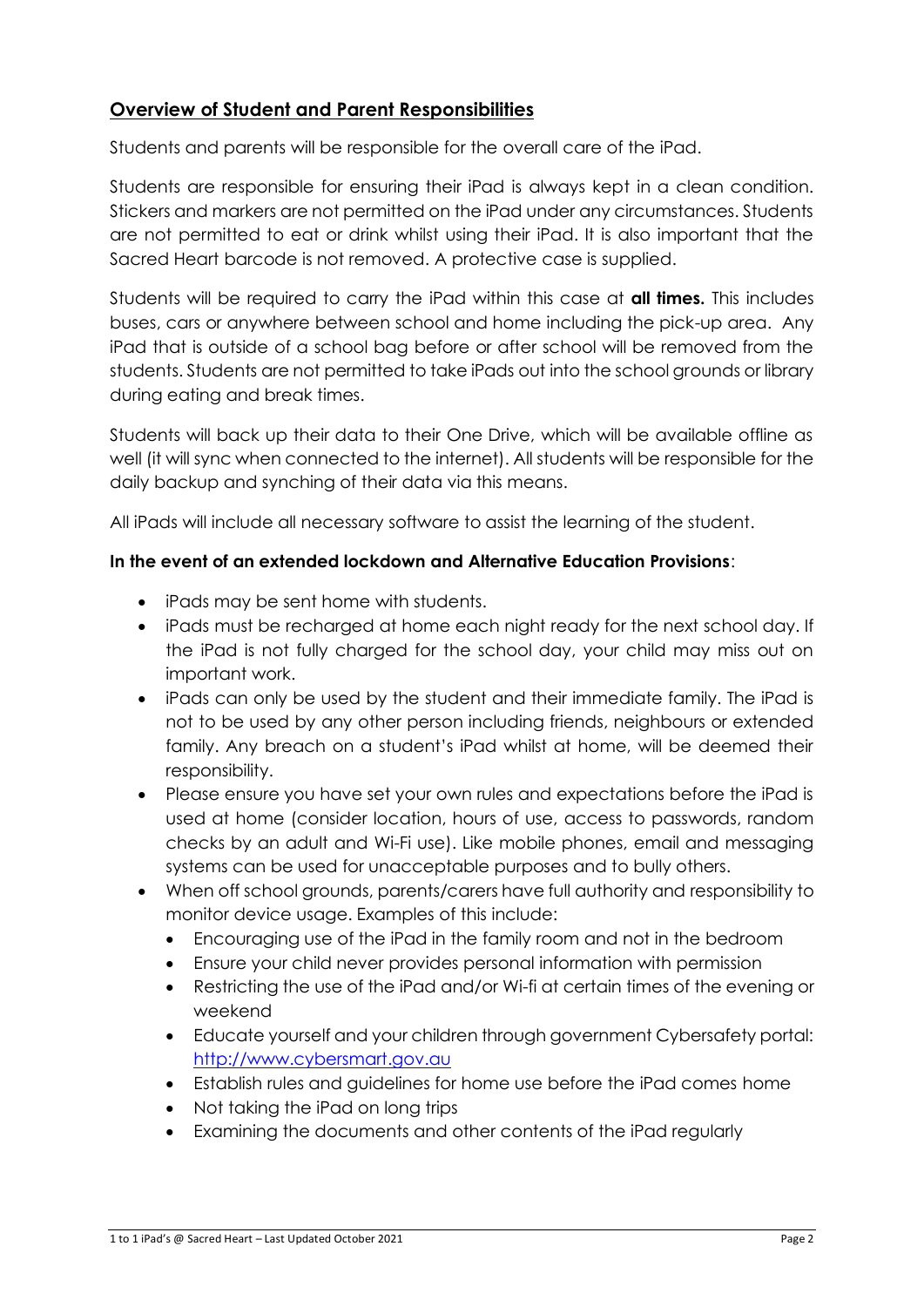## Overview of Student and Parent Responsibilities

Students and parents will be responsible for the overall care of the iPad.

Students are responsible for ensuring their iPad is always kept in a clean condition. Stickers and markers are not permitted on the iPad under any circumstances. Students are not permitted to eat or drink whilst using their iPad. It is also important that the Sacred Heart barcode is not removed. A protective case is supplied.

Students will be required to carry the iPad within this case at **all times.** This includes buses, cars or anywhere between school and home including the pick-up area. Any iPad that is outside of a school bag before or after school will be removed from the students. Students are not permitted to take iPads out into the school grounds or library during eating and break times.

Students will back up their data to their One Drive, which will be available offline as well (it will sync when connected to the internet). All students will be responsible for the daily backup and synching of their data via this means.

All iPads will include all necessary software to assist the learning of the student.

**In the event of an extended lockdown and Alternative Education Provisions**:

- iPads may be sent home with students.
- iPads must be recharged at home each night ready for the next school day. If the iPad is not fully charged for the school day, your child may miss out on important work.
- iPads can only be used by the student and their immediate family. The iPad is not to be used by any other person including friends, neighbours or extended family. Any breach on a student's iPad whilst at home, will be deemed their responsibility.
- Please ensure you have set your own rules and expectations before the iPad is used at home (consider location, hours of use, access to passwords, random checks by an adult and Wi-Fi use). Like mobile phones, email and messaging systems can be used for unacceptable purposes and to bully others.
- When off school grounds, parents/carers have full authority and responsibility to monitor device usage. Examples of this include:
  - Encouraging use of the iPad in the family room and not in the bedroom
  - Ensure your child never provides personal information with permission
  - Restricting the use of the iPad and/or Wi-fi at certain times of the evening or weekend
  - Educate yourself and your children through government Cybersafety portal: http://www.cybersmart.gov.au
  - Establish rules and guidelines for home use before the iPad comes home
  - Not taking the iPad on long trips
  - Examining the documents and other contents of the iPad regularly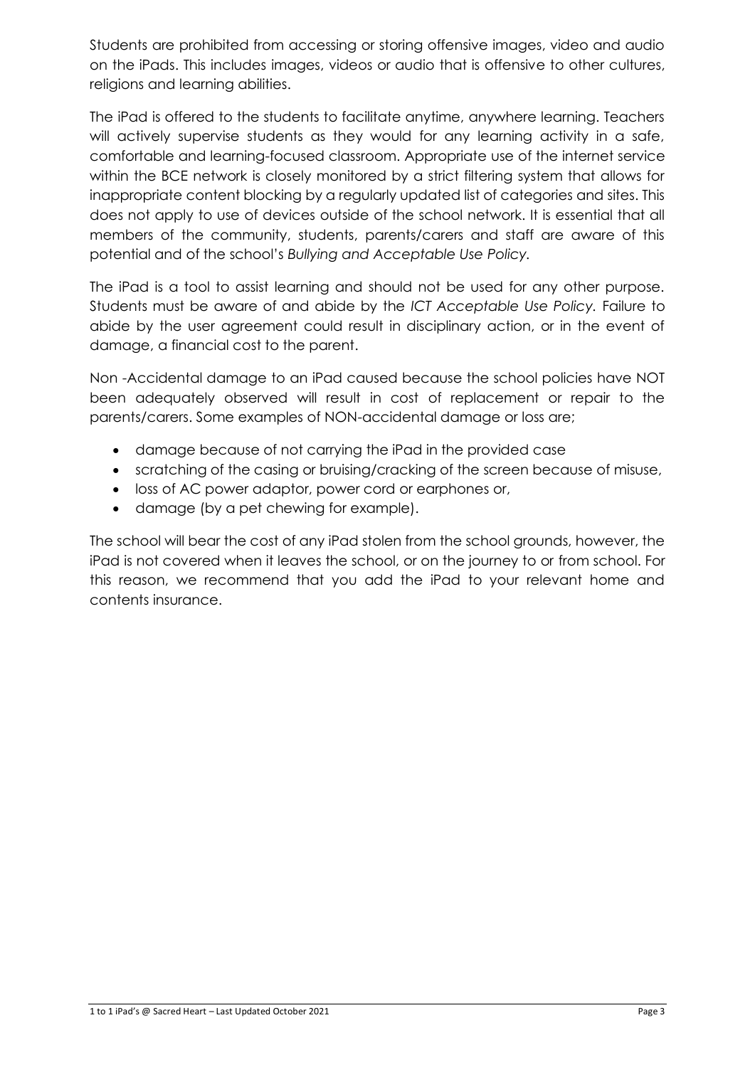Students are prohibited from accessing or storing offensive images, video and audio on the iPads. This includes images, videos or audio that is offensive to other cultures, religions and learning abilities.

The iPad is offered to the students to facilitate anytime, anywhere learning. Teachers will actively supervise students as they would for any learning activity in a safe, comfortable and learning-focused classroom. Appropriate use of the internet service within the BCE network is closely monitored by a strict filtering system that allows for inappropriate content blocking by a regularly updated list of categories and sites. This does not apply to use of devices outside of the school network. It is essential that all members of the community, students, parents/carers and staff are aware of this potential and of the school's *Bullying and Acceptable Use Policy.*

The iPad is a tool to assist learning and should not be used for any other purpose. Students must be aware of and abide by the *ICT Acceptable Use Policy.* Failure to abide by the user agreement could result in disciplinary action, or in the event of damage, a financial cost to the parent.

Non -Accidental damage to an iPad caused because the school policies have NOT been adequately observed will result in cost of replacement or repair to the parents/carers. Some examples of NON-accidental damage or loss are;

- damage because of not carrying the iPad in the provided case
- scratching of the casing or bruising/cracking of the screen because of misuse,
- loss of AC power adaptor, power cord or earphones or,
- damage (by a pet chewing for example).

The school will bear the cost of any iPad stolen from the school grounds, however, the iPad is not covered when it leaves the school, or on the journey to or from school. For this reason, we recommend that you add the iPad to your relevant home and contents insurance.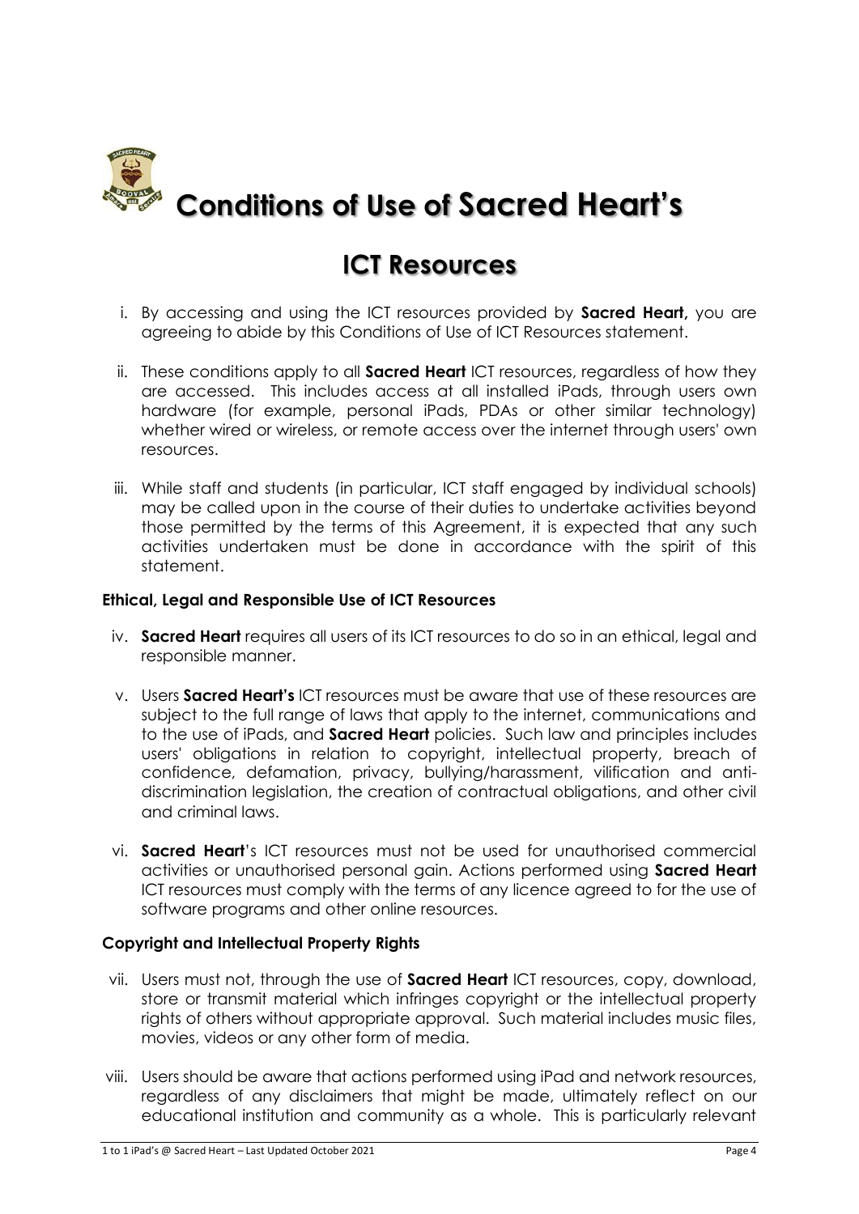# Conditions of Use of Sacred Heart's

# ICT Resources

i. By accessing and using the ICT resources provided by **Sacred Heart,** you are agreeing to abide by this Conditions of Use of ICT Resources statement.

ii. These conditions apply to all **Sacred Heart** ICT resources, regardless of how they are accessed. This includes access at all installed iPads, through users own hardware (for example, personal iPads, PDAs or other similar technology) whether wired or wireless, or remote access over the internet through users' own resources.

iii. While staff and students (in particular, ICT staff engaged by individual schools) may be called upon in the course of their duties to undertake activities beyond those permitted by the terms of this Agreement, it is expected that any such activities undertaken must be done in accordance with the spirit of this statement.

### Ethical, Legal and Responsible Use of ICT Resources

iv. **Sacred Heart** requires all users of its ICT resources to do so in an ethical, legal and responsible manner.

v. Users **Sacred Heart's** ICT resources must be aware that use of these resources are subject to the full range of laws that apply to the internet, communications and to the use of iPads, and **Sacred Heart** policies. Such law and principles includes users' obligations in relation to copyright, intellectual property, breach of confidence, defamation, privacy, bullying/harassment, vilification and anti-discrimination legislation, the creation of contractual obligations, and other civil and criminal laws.

vi. **Sacred Heart**'s ICT resources must not be used for unauthorised commercial activities or unauthorised personal gain. Actions performed using **Sacred Heart** ICT resources must comply with the terms of any licence agreed to for the use of software programs and other online resources.

### Copyright and Intellectual Property Rights

vii. Users must not, through the use of **Sacred Heart** ICT resources, copy, download, store or transmit material which infringes copyright or the intellectual property rights of others without appropriate approval. Such material includes music files, movies, videos or any other form of media.

viii. Users should be aware that actions performed using iPad and network resources, regardless of any disclaimers that might be made, ultimately reflect on our educational institution and community as a whole. This is particularly relevant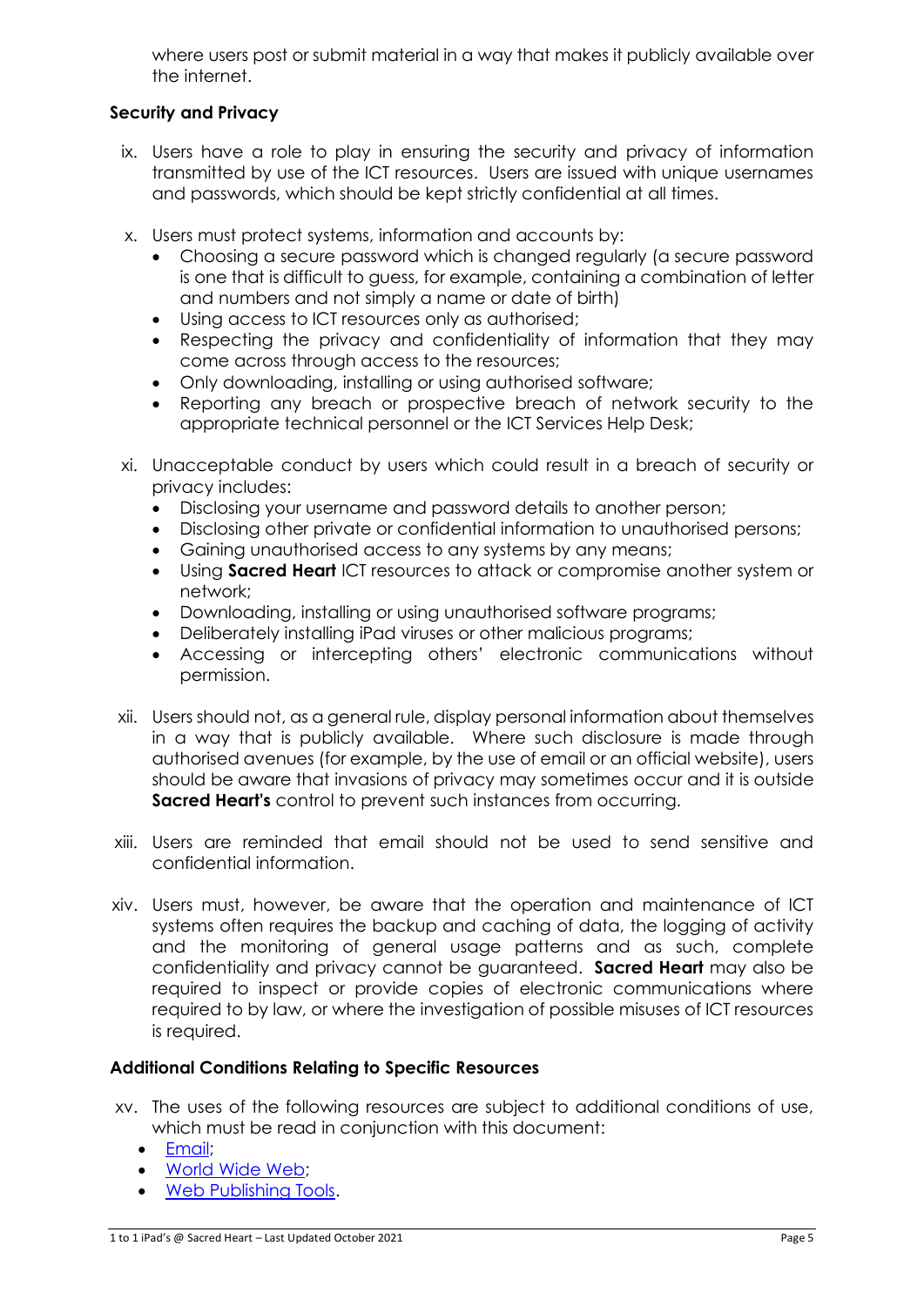where users post or submit material in a way that makes it publicly available over the internet.

### Security and Privacy

ix. Users have a role to play in ensuring the security and privacy of information transmitted by use of the ICT resources. Users are issued with unique usernames and passwords, which should be kept strictly confidential at all times.

x. Users must protect systems, information and accounts by:
   - Choosing a secure password which is changed regularly (a secure password is one that is difficult to guess, for example, containing a combination of letter and numbers and not simply a name or date of birth)
   - Using access to ICT resources only as authorised;
   - Respecting the privacy and confidentiality of information that they may come across through access to the resources;
   - Only downloading, installing or using authorised software;
   - Reporting any breach or prospective breach of network security to the appropriate technical personnel or the ICT Services Help Desk;

xi. Unacceptable conduct by users which could result in a breach of security or privacy includes:
   - Disclosing your username and password details to another person;
   - Disclosing other private or confidential information to unauthorised persons;
   - Gaining unauthorised access to any systems by any means;
   - Using **Sacred Heart** ICT resources to attack or compromise another system or network;
   - Downloading, installing or using unauthorised software programs;
   - Deliberately installing iPad viruses or other malicious programs;
   - Accessing or intercepting others' electronic communications without permission.

xii. Users should not, as a general rule, display personal information about themselves in a way that is publicly available. Where such disclosure is made through authorised avenues (for example, by the use of email or an official website), users should be aware that invasions of privacy may sometimes occur and it is outside **Sacred Heart's** control to prevent such instances from occurring.

xiii. Users are reminded that email should not be used to send sensitive and confidential information.

xiv. Users must, however, be aware that the operation and maintenance of ICT systems often requires the backup and caching of data, the logging of activity and the monitoring of general usage patterns and as such, complete confidentiality and privacy cannot be guaranteed. **Sacred Heart** may also be required to inspect or provide copies of electronic communications where required to by law, or where the investigation of possible misuses of ICT resources is required.

### Additional Conditions Relating to Specific Resources

xv. The uses of the following resources are subject to additional conditions of use, which must be read in conjunction with this document:
   - Email;
   - World Wide Web;
   - Web Publishing Tools.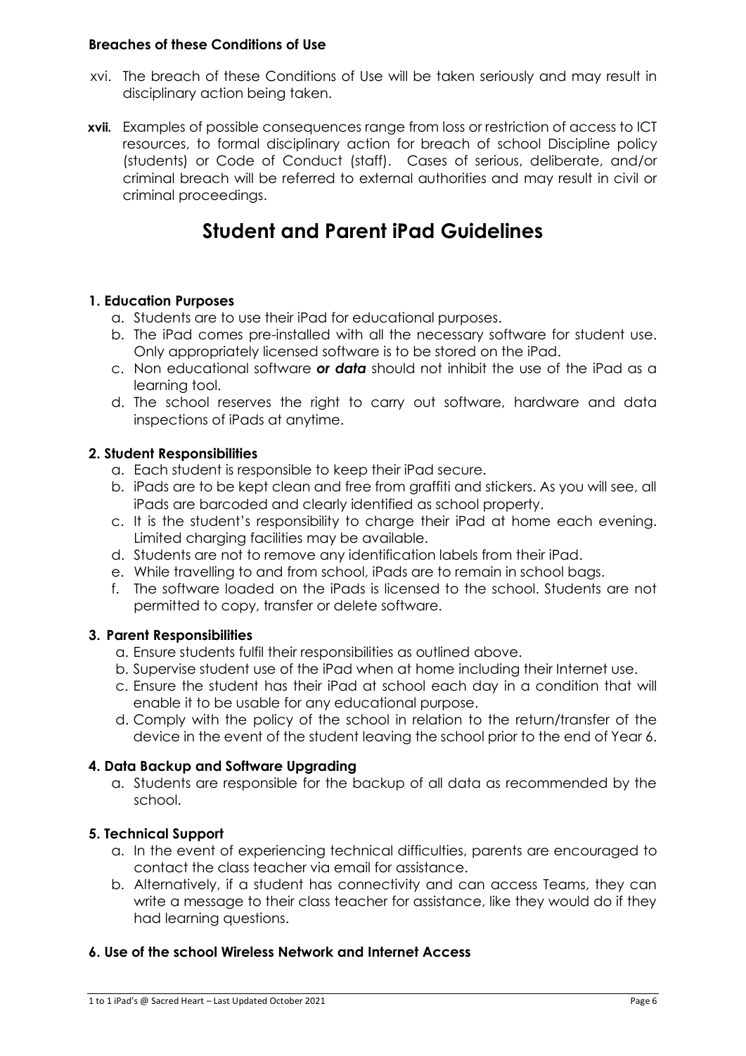**Breaches of these Conditions of Use**

xvi. The breach of these Conditions of Use will be taken seriously and may result in disciplinary action being taken.

**xvii.** Examples of possible consequences range from loss or restriction of access to ICT resources, to formal disciplinary action for breach of school Discipline policy (students) or Code of Conduct (staff). Cases of serious, deliberate, and/or criminal breach will be referred to external authorities and may result in civil or criminal proceedings.

# Student and Parent iPad Guidelines

**1. Education Purposes**

a. Students are to use their iPad for educational purposes.
b. The iPad comes pre-installed with all the necessary software for student use. Only appropriately licensed software is to be stored on the iPad.
c. Non educational software ***or data*** should not inhibit the use of the iPad as a learning tool.
d. The school reserves the right to carry out software, hardware and data inspections of iPads at anytime.

**2. Student Responsibilities**

a. Each student is responsible to keep their iPad secure.
b. iPads are to be kept clean and free from graffiti and stickers. As you will see, all iPads are barcoded and clearly identified as school property.
c. It is the student's responsibility to charge their iPad at home each evening. Limited charging facilities may be available.
d. Students are not to remove any identification labels from their iPad.
e. While travelling to and from school, iPads are to remain in school bags.
f. The software loaded on the iPads is licensed to the school. Students are not permitted to copy, transfer or delete software.

**3. Parent Responsibilities**

a. Ensure students fulfil their responsibilities as outlined above.
b. Supervise student use of the iPad when at home including their Internet use.
c. Ensure the student has their iPad at school each day in a condition that will enable it to be usable for any educational purpose.
d. Comply with the policy of the school in relation to the return/transfer of the device in the event of the student leaving the school prior to the end of Year 6.

**4. Data Backup and Software Upgrading**

a. Students are responsible for the backup of all data as recommended by the school.

**5. Technical Support**

a. In the event of experiencing technical difficulties, parents are encouraged to contact the class teacher via email for assistance.
b. Alternatively, if a student has connectivity and can access Teams, they can write a message to their class teacher for assistance, like they would do if they had learning questions.

**6. Use of the school Wireless Network and Internet Access**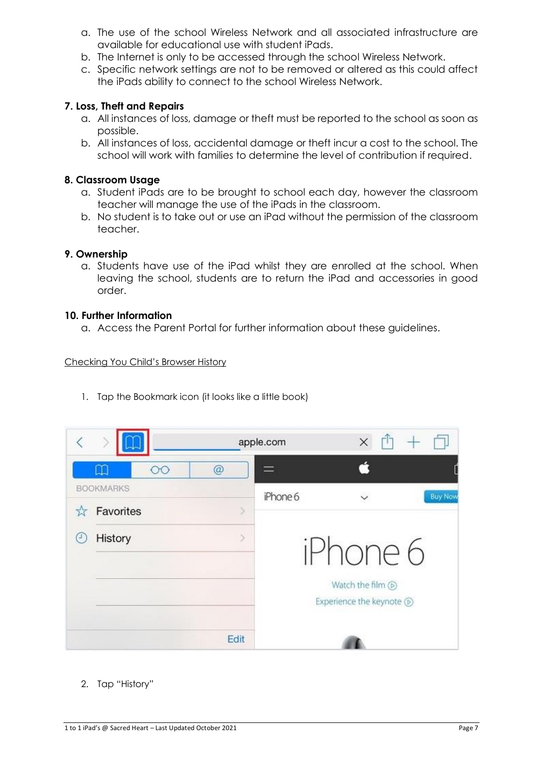a. The use of the school Wireless Network and all associated infrastructure are available for educational use with student iPads.
b. The Internet is only to be accessed through the school Wireless Network.
c. Specific network settings are not to be removed or altered as this could affect the iPads ability to connect to the school Wireless Network.

**7. Loss, Theft and Repairs**

a. All instances of loss, damage or theft must be reported to the school as soon as possible.
b. All instances of loss, accidental damage or theft incur a cost to the school. The school will work with families to determine the level of contribution if required.

**8. Classroom Usage**

a. Student iPads are to be brought to school each day, however the classroom teacher will manage the use of the iPads in the classroom.
b. No student is to take out or use an iPad without the permission of the classroom teacher.

**9. Ownership**

a. Students have use of the iPad whilst they are enrolled at the school. When leaving the school, students are to return the iPad and accessories in good order.

**10. Further Information**

a. Access the Parent Portal for further information about these guidelines.

Checking You Child's Browser History

1. Tap the Bookmark icon (it looks like a little book)

2. Tap "History"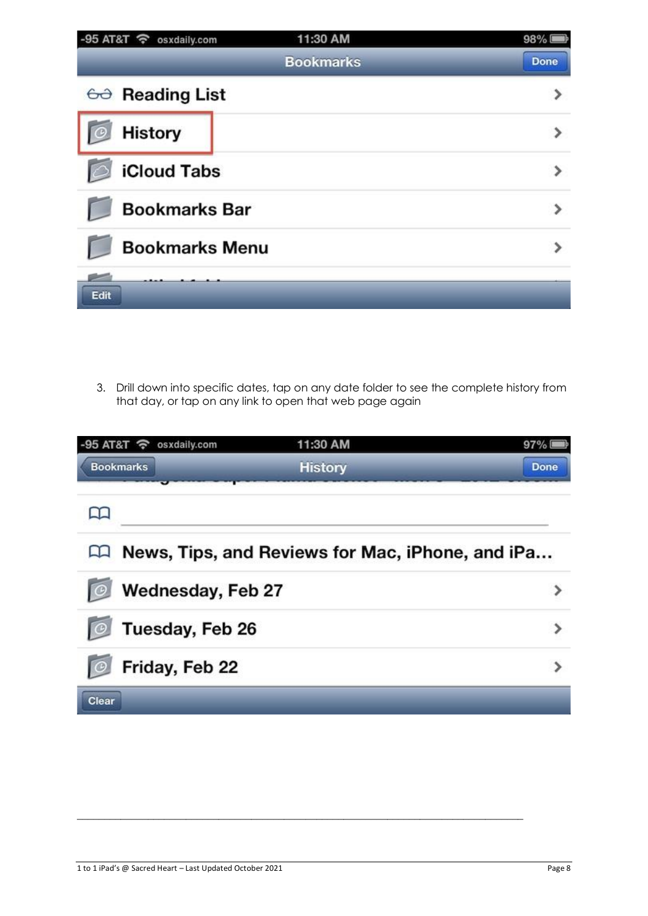3. Drill down into specific dates, tap on any date folder to see the complete history from that day, or tap on any link to open that web page again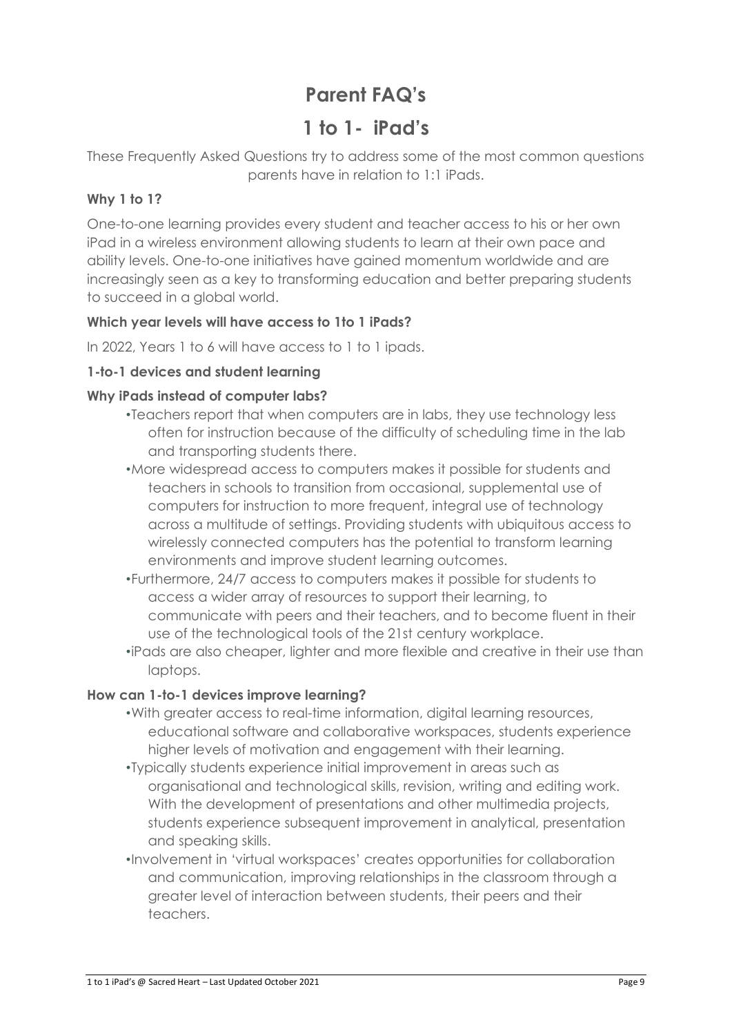# Parent FAQ's

# 1 to 1- iPad's

These Frequently Asked Questions try to address some of the most common questions parents have in relation to 1:1 iPads.

**Why 1 to 1?**

One-to-one learning provides every student and teacher access to his or her own iPad in a wireless environment allowing students to learn at their own pace and ability levels. One-to-one initiatives have gained momentum worldwide and are increasingly seen as a key to transforming education and better preparing students to succeed in a global world.

**Which year levels will have access to 1to 1 iPads?**

In 2022, Years 1 to 6 will have access to 1 to 1 ipads.

**1-to-1 devices and student learning**

**Why iPads instead of computer labs?**

- Teachers report that when computers are in labs, they use technology less often for instruction because of the difficulty of scheduling time in the lab and transporting students there.
- More widespread access to computers makes it possible for students and teachers in schools to transition from occasional, supplemental use of computers for instruction to more frequent, integral use of technology across a multitude of settings. Providing students with ubiquitous access to wirelessly connected computers has the potential to transform learning environments and improve student learning outcomes.
- Furthermore, 24/7 access to computers makes it possible for students to access a wider array of resources to support their learning, to communicate with peers and their teachers, and to become fluent in their use of the technological tools of the 21st century workplace.
- iPads are also cheaper, lighter and more flexible and creative in their use than laptops.

**How can 1-to-1 devices improve learning?**

- With greater access to real-time information, digital learning resources, educational software and collaborative workspaces, students experience higher levels of motivation and engagement with their learning.
- Typically students experience initial improvement in areas such as organisational and technological skills, revision, writing and editing work. With the development of presentations and other multimedia projects, students experience subsequent improvement in analytical, presentation and speaking skills.
- Involvement in 'virtual workspaces' creates opportunities for collaboration and communication, improving relationships in the classroom through a greater level of interaction between students, their peers and their teachers.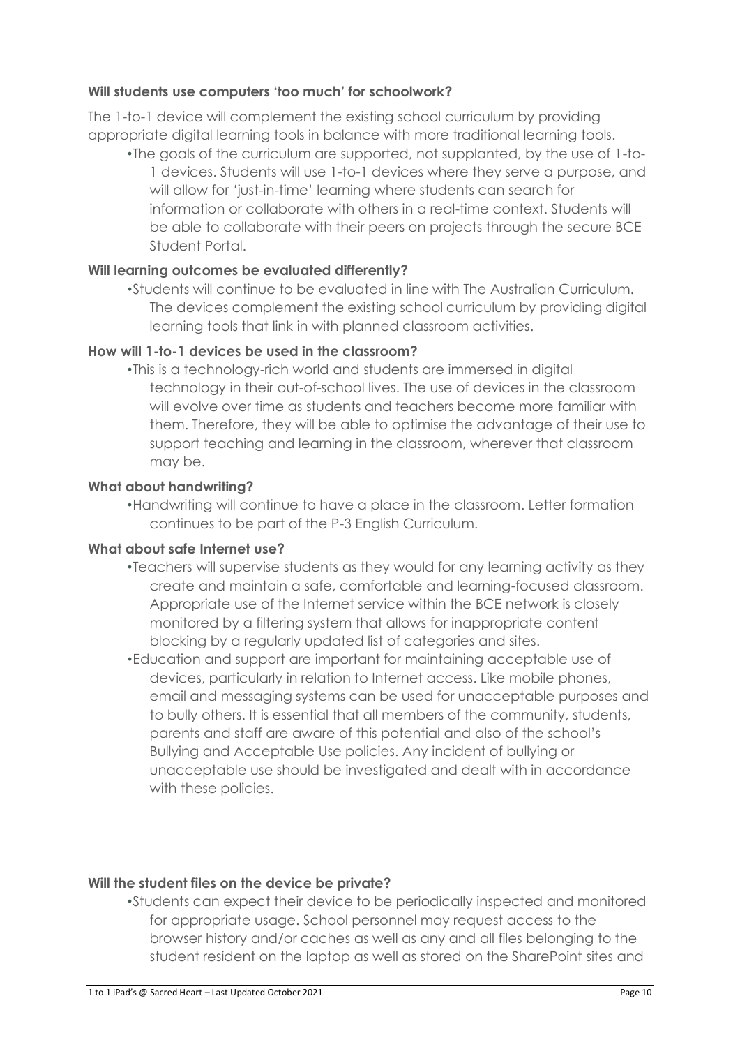**Will students use computers 'too much' for schoolwork?**

The 1-to-1 device will complement the existing school curriculum by providing appropriate digital learning tools in balance with more traditional learning tools.

- The goals of the curriculum are supported, not supplanted, by the use of 1-to-1 devices. Students will use 1-to-1 devices where they serve a purpose, and will allow for 'just-in-time' learning where students can search for information or collaborate with others in a real-time context. Students will be able to collaborate with their peers on projects through the secure BCE Student Portal.

**Will learning outcomes be evaluated differently?**

- Students will continue to be evaluated in line with The Australian Curriculum. The devices complement the existing school curriculum by providing digital learning tools that link in with planned classroom activities.

**How will 1-to-1 devices be used in the classroom?**

- This is a technology-rich world and students are immersed in digital technology in their out-of-school lives. The use of devices in the classroom will evolve over time as students and teachers become more familiar with them. Therefore, they will be able to optimise the advantage of their use to support teaching and learning in the classroom, wherever that classroom may be.

**What about handwriting?**

- Handwriting will continue to have a place in the classroom. Letter formation continues to be part of the P-3 English Curriculum.

**What about safe Internet use?**

- Teachers will supervise students as they would for any learning activity as they create and maintain a safe, comfortable and learning-focused classroom. Appropriate use of the Internet service within the BCE network is closely monitored by a filtering system that allows for inappropriate content blocking by a regularly updated list of categories and sites.
- Education and support are important for maintaining acceptable use of devices, particularly in relation to Internet access. Like mobile phones, email and messaging systems can be used for unacceptable purposes and to bully others. It is essential that all members of the community, students, parents and staff are aware of this potential and also of the school's Bullying and Acceptable Use policies. Any incident of bullying or unacceptable use should be investigated and dealt with in accordance with these policies.

**Will the student files on the device be private?**

- Students can expect their device to be periodically inspected and monitored for appropriate usage. School personnel may request access to the browser history and/or caches as well as any and all files belonging to the student resident on the laptop as well as stored on the SharePoint sites and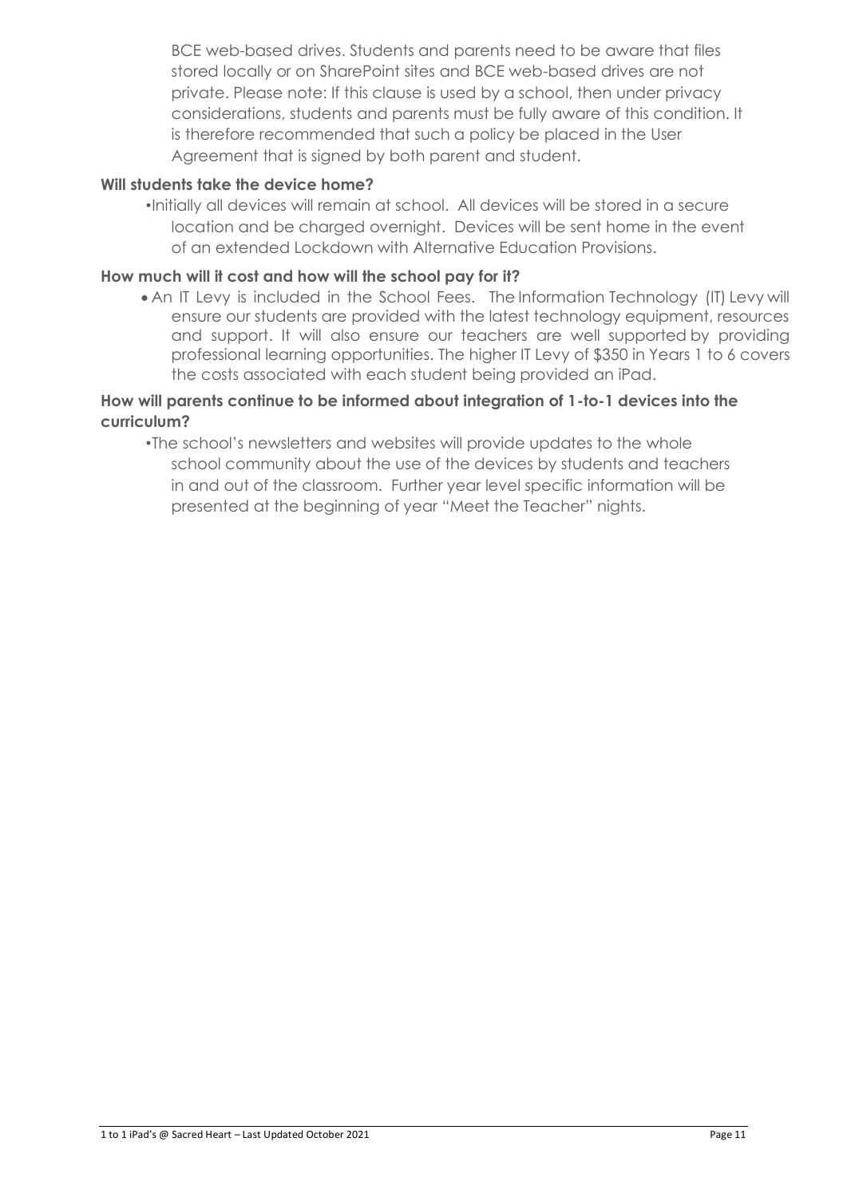BCE web-based drives. Students and parents need to be aware that files stored locally or on SharePoint sites and BCE web-based drives are not private. Please note: If this clause is used by a school, then under privacy considerations, students and parents must be fully aware of this condition. It is therefore recommended that such a policy be placed in the User Agreement that is signed by both parent and student.

**Will students take the device home?**

- Initially all devices will remain at school. All devices will be stored in a secure location and be charged overnight. Devices will be sent home in the event of an extended Lockdown with Alternative Education Provisions.

**How much will it cost and how will the school pay for it?**

- An IT Levy is included in the School Fees. The Information Technology (IT) Levy will ensure our students are provided with the latest technology equipment, resources and support. It will also ensure our teachers are well supported by providing professional learning opportunities. The higher IT Levy of $350 in Years 1 to 6 covers the costs associated with each student being provided an iPad.

**How will parents continue to be informed about integration of 1-to-1 devices into the curriculum?**

- The school's newsletters and websites will provide updates to the whole school community about the use of the devices by students and teachers in and out of the classroom. Further year level specific information will be presented at the beginning of year "Meet the Teacher" nights.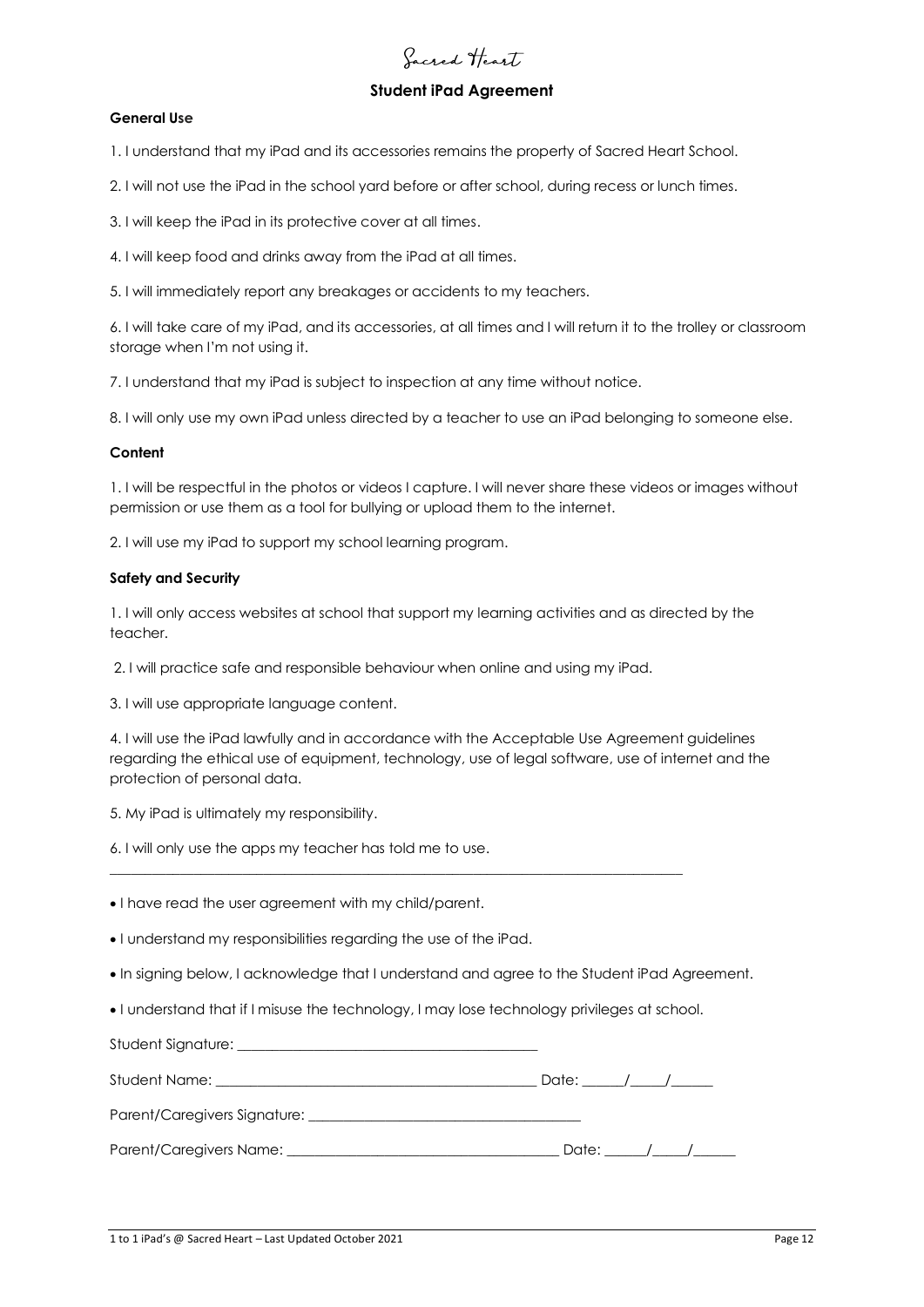Sacred Heart

## Student iPad Agreement

**General Use**

1. I understand that my iPad and its accessories remains the property of Sacred Heart School.

2. I will not use the iPad in the school yard before or after school, during recess or lunch times.

3. I will keep the iPad in its protective cover at all times.

4. I will keep food and drinks away from the iPad at all times.

5. I will immediately report any breakages or accidents to my teachers.

6. I will take care of my iPad, and its accessories, at all times and I will return it to the trolley or classroom storage when I'm not using it.

7. I understand that my iPad is subject to inspection at any time without notice.

8. I will only use my own iPad unless directed by a teacher to use an iPad belonging to someone else.

**Content**

1. I will be respectful in the photos or videos I capture. I will never share these videos or images without permission or use them as a tool for bullying or upload them to the internet.

2. I will use my iPad to support my school learning program.

**Safety and Security**

1. I will only access websites at school that support my learning activities and as directed by the teacher.

2. I will practice safe and responsible behaviour when online and using my iPad.

3. I will use appropriate language content.

4. I will use the iPad lawfully and in accordance with the Acceptable Use Agreement guidelines regarding the ethical use of equipment, technology, use of legal software, use of internet and the protection of personal data.

5. My iPad is ultimately my responsibility.

6. I will only use the apps my teacher has told me to use.

---

- I have read the user agreement with my child/parent.
- I understand my responsibilities regarding the use of the iPad.
- In signing below, I acknowledge that I understand and agree to the Student iPad Agreement.
- I understand that if I misuse the technology, I may lose technology privileges at school.

Student Signature: ________________________________________

Student Name: ____________________________________________ Date: ______/_____/______

Parent/Caregivers Signature: ____________________________________

Parent/Caregivers Name: _____________________________________ Date: ______/_____/______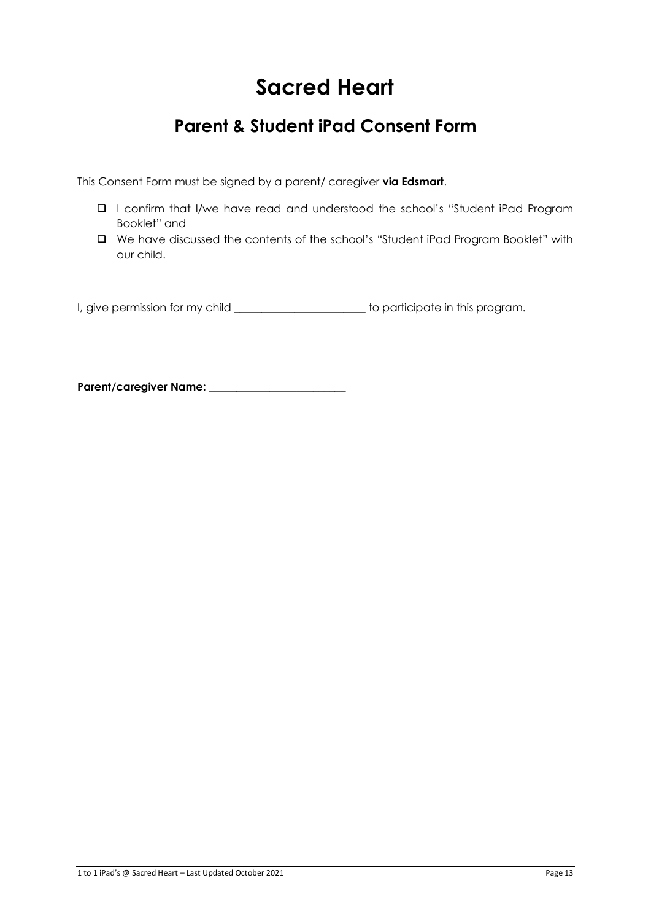# Sacred Heart

## Parent & Student iPad Consent Form

This Consent Form must be signed by a parent/ caregiver **via Edsmart**.

- ❑ I confirm that I/we have read and understood the school's "Student iPad Program Booklet" and
- ❑ We have discussed the contents of the school's "Student iPad Program Booklet" with our child.

I, give permission for my child _______________________ to participate in this program.

**Parent/caregiver Name:** _________________________